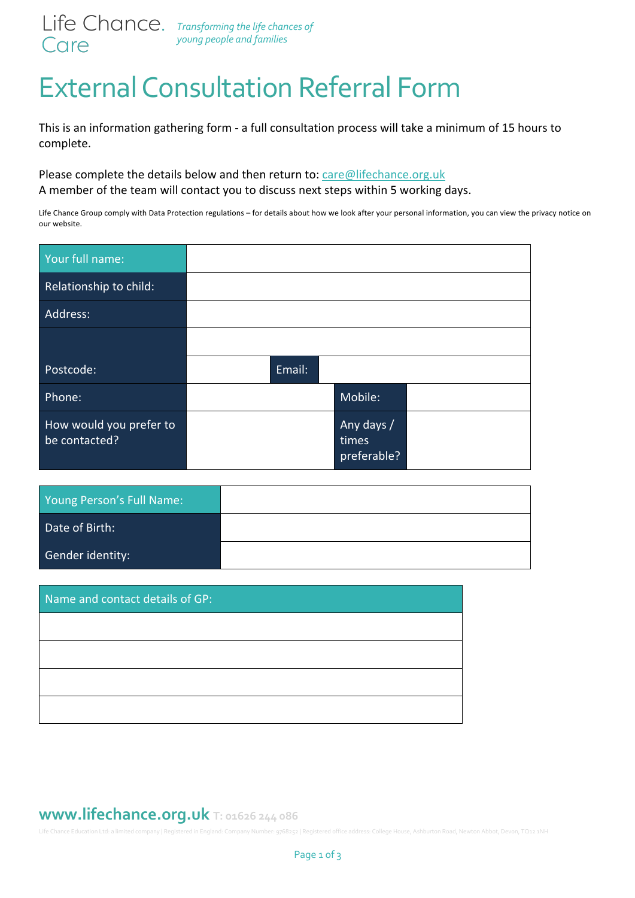Life Chance. Care *Transforming the life chances of young people and families*

# External Consultation Referral Form

This is an information gathering form - a full consultation process will take a minimum of 15 hours to complete.

Please complete the details below and then return to: care@lifechance.org.uk
A member of the team will contact you to discuss next steps within 5 working days.

Life Chance Group comply with Data Protection regulations – for details about how we look after your personal information, you can view the privacy notice on our website.

| Your full name: | | | |
|---|---|---|---|
| Relationship to child: | | | |
| Address: | | | |
| | | | |
| Postcode: | | Email: | |
| Phone: | | Mobile: | |
| How would you prefer to be contacted? | | Any days / times preferable? | |

| Young Person's Full Name: | |
|---|---|
| Date of Birth: | |
| Gender identity: | |

| Name and contact details of GP: |
|---|
| |
| |
| |
| |

**www.lifechance.org.uk** T: 01626 244 086

Life Chance Education Ltd. a limited company | Registered in England: Company Number: 9768252 | Registered office address: College House, Ashburton Road, Newton Abbot, Devon, TQ12 1NH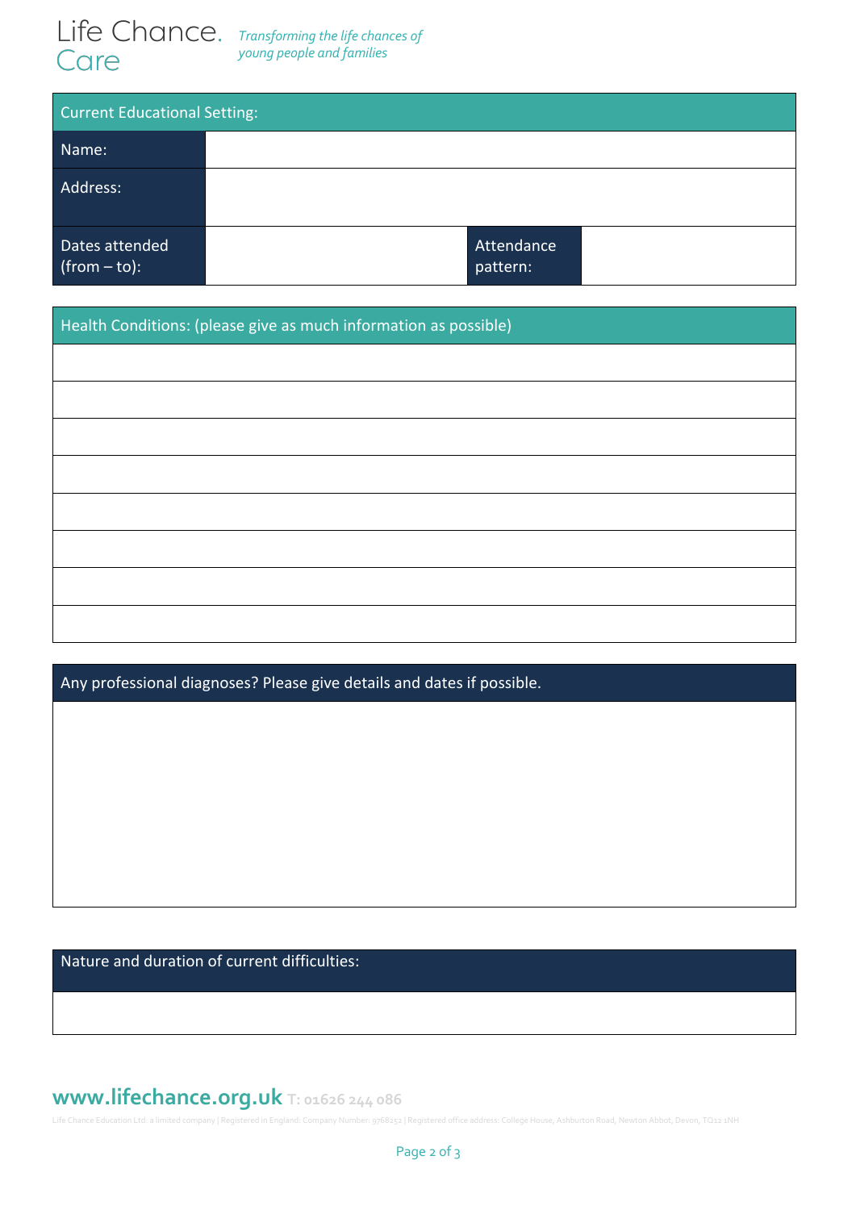Life Chance. Care

*Transforming the life chances of young people and families*

| Current Educational Setting: | | | |
|---|---|---|---|
| Name: | | | |
| Address: | | | |
| Dates attended (from – to): | | Attendance pattern: | |

| Health Conditions: (please give as much information as possible) |
|---|
| |
| |
| |
| |
| |
| |
| |
| |

| Any professional diagnoses? Please give details and dates if possible. |
|---|
| |

| Nature and duration of current difficulties: |
|---|
| |

**www.lifechance.org.uk** T: 01626 244 086

Life Chance Education Ltd. a limited company | Registered in England: Company Number: 9768252 | Registered office address: College House, Ashburton Road, Newton Abbot, Devon, TQ12 1NH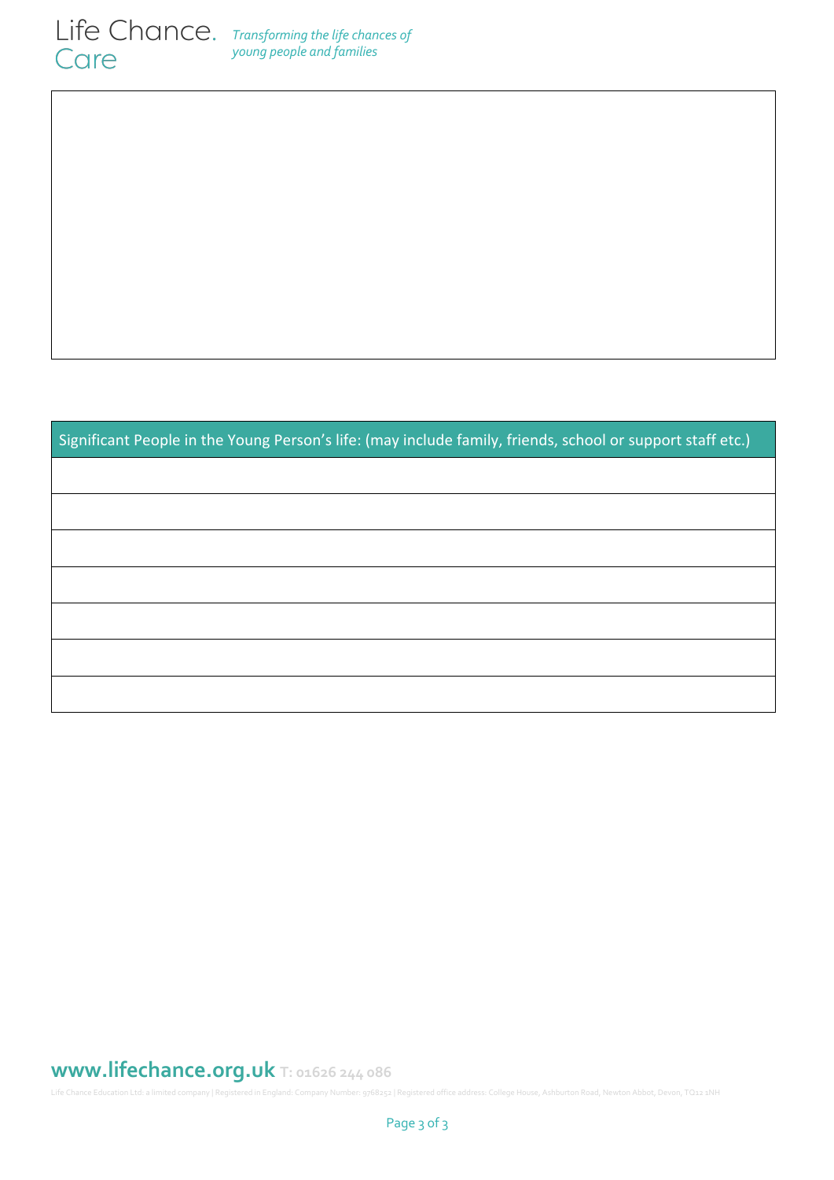| Significant People in the Young Person's life: (may include family, friends, school or support staff etc.) |
| --- |
| |
| |
| |
| |
| |
| |
| |